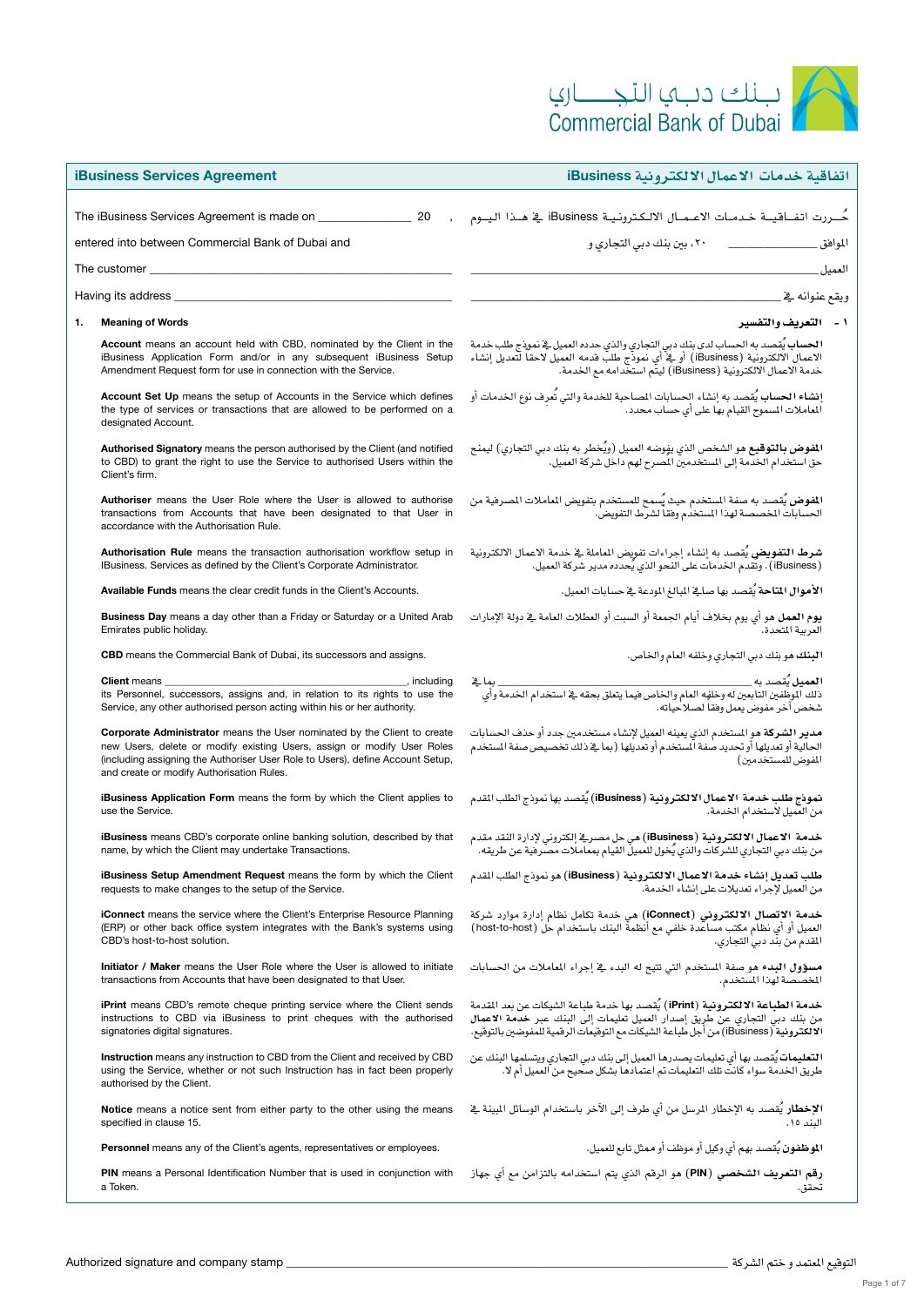بـنـك دبـي الـتـجــــاري
Commercial Bank of Dubai

## iBusiness Services Agreement

## اتفاقية خدمات الاعمال الالكترونية iBusiness

The iBusiness Services Agreement is made on _______________ 20 ,

entered into between Commercial Bank of Dubai and

The customer ___________________________________________

Having its address _______________________________________

حُـررت اتفـاقـيـة خـدمـات الاعـمـال الالـكـتـرونـيـة iBusiness في هـذا الـيـوم الموافق _______________ ٢٠، بين بنك دبي التجاري و

العميل ___________________________________________

ويقع عنوانه في ___________________________________________

### 1. Meaning of Words

**Account** means an account held with CBD, nominated by the Client in the iBusiness Application Form and/or in any subsequent iBusiness Setup Amendment Request form for use in connection with the Service.

**Account Set Up** means the setup of Accounts in the Service which defines the type of services or transactions that are allowed to be performed on a designated Account.

**Authorised Signatory** means the person authorised by the Client (and notified to CBD) to grant the right to use the Service to authorised Users within the Client's firm.

**Authoriser** means the User Role where the User is allowed to authorise transactions from Accounts that have been designated to that User in accordance with the Authorisation Rule.

**Authorisation Rule** means the transaction authorisation workflow setup in IBusiness. Services as defined by the Client's Corporate Administrator.

**Available Funds** means the clear credit funds in the Client's Accounts.

**Business Day** means a day other than a Friday or Saturday or a United Arab Emirates public holiday.

**CBD** means the Commercial Bank of Dubai, its successors and assigns.

**Client** means ______________________________________, including its Personnel, successors, assigns and, in relation to its rights to use the Service, any other authorised person acting within his or her authority.

**Corporate Administrator** means the User nominated by the Client to create new Users, delete or modify existing Users, assign or modify User Roles (including assigning the Authoriser User Role to Users), define Account Setup, and create or modify Authorisation Rules.

**iBusiness Application Form** means the form by which the Client applies to use the Service.

**iBusiness** means CBD's corporate online banking solution, described by that name, by which the Client may undertake Transactions.

**iBusiness Setup Amendment Request** means the form by which the Client requests to make changes to the setup of the Service.

**iConnect** means the service where the Client's Enterprise Resource Planning (ERP) or other back office system integrates with the Bank's systems using CBD's host-to-host solution.

**Initiator / Maker** means the User Role where the User is allowed to initiate transactions from Accounts that have been designated to that User.

**iPrint** means CBD's remote cheque printing service where the Client sends instructions to CBD via iBusiness to print cheques with the authorised signatories digital signatures.

**Instruction** means any instruction to CBD from the Client and received by CBD using the Service, whether or not such Instruction has in fact been properly authorised by the Client.

**Notice** means a notice sent from either party to the other using the means specified in clause 15.

**Personnel** means any of the Client's agents, representatives or employees.

**PIN** means a Personal Identification Number that is used in conjunction with a Token.

### ١ - التعريف والتفسير

**الحساب** يُقصد به الحساب لدى بنك دبي التجاري والذي حدده العميل في نموذج طلب خدمة الاعمال الالكترونية (iBusiness) أو في أي نموذج طلب قدمه العميل لاحقا لتعديل إنشاء خدمة الاعمال الالكترونية (iBusiness) ليتم استخدامه مع الخدمة.

**إنشاء الحساب** يُقصد به إنشاء الحسابات المصاحبة للخدمة والتي تُعرف نوع الخدمات أو المعاملات المسموح القيام بها على أي حساب محدد.

**المفوض بالتوقيع** هو الشخص الذي يفوضه العميل (ويُخطر به بنك دبي التجاري) ليمنح حق استخدام الخدمة إلى المستخدمين المصرح لهم داخل شركة العميل.

**المفوض** يُقصد به صفة المستخدم حيث يُسمح للمستخدم بتفويض المعاملات المصرفية من الحسابات المخصصة لهذا المستخدم وفقا لشرط التفويض.

**شرط التفويض** يُقصد به إنشاء إجراءات تفويض المعاملة في خدمة الاعمال الالكترونية (iBusiness). وتقدم الخدمات على النحو الذي يُحدده مدير شركة العميل.

**الأموال المتاحة** يُقصد بها صافي المبالغ المودعة في حسابات العميل.

**يوم العمل** هو أي يوم بخلاف أيام الجمعة أو السبت أو العطلات العامة في دولة الإمارات العربية المتحدة.

**البنك** هو بنك دبي التجاري وخلفه العام والخاص.

**العميل** يُقصد به _______________________________ بما في ذلك الموظفين التابعين له وخلفه العام والخاص فيما يتعلق بحقه في استخدام الخدمة وأي شخص آخر مفوض يعمل وفقا لصلاحياته.

**مدير الشركة** هو المستخدم الذي يعينه العميل لإنشاء مستخدمين جدد أو حذف الحسابات الحالية أو تعديلها أو تحديد صفة المستخدم أو تعديلها (بما في ذلك تخصيص صفة المستخدم المفوض للمستخدمين)

**نموذج طلب خدمة الاعمال الالكترونية (iBusiness)** يُقصد بها نموذج الطلب المقدم من العميل لاستخدام الخدمة.

**خدمة الاعمال الالكترونية (iBusiness)** هي حل مصرفي إلكتروني لإدارة النقد مقدم من بنك دبي التجاري للشركات والذي يُخول للعميل القيام بمعاملات مصرفية عن طريقه.

**طلب تعديل إنشاء خدمة الاعمال الالكترونية (iBusiness)** هو نموذج الطلب المقدم من العميل لإجراء تعديلات على إنشاء الخدمة.

**خدمة الاتصال الالكتروني (iConnect)** هي خدمة تكامل نظام إدارة موارد شركة العميل أو أي نظام مكتب مساعدة خلفي مع أنظمة البنك باستخدام حل (host-to-host) المقدم من بنك دبي التجاري.

**مسؤول البدء** هو صفة المستخدم التي تتيح له البدء في إجراء المعاملات من الحسابات المخصصة لهذا المستخدم.

**خدمة الطباعة الالكترونية (iPrint)** يُقصد بها خدمة طباعة الشيكات عن بعد المقدمة من بنك دبي التجاري عن طريق إصدار العميل تعليمات إلى البنك عبر **خدمة الاعمال الالكترونية** (iBusiness) من أجل طباعة الشيكات مع التوقيعات الرقمية للمفوضين بالتوقيع.

**التعليمات** يُقصد بها أي تعليمات يصدرها العميل إلى بنك دبي التجاري ويتسلمها البنك عن طريق الخدمة سواء كانت تلك التعليمات تم اعتمادها بشكل صحيح من العميل أم لا.

**الإخطار** يُقصد به الإخطار المرسل من أي طرف إلى الآخر باستخدام الوسائل المبينة في البند ١٥.

**الموظفون** يُقصد بهم أي وكيل أو موظف أو ممثل تابع للعميل.

**رقم التعريف الشخصي (PIN)** هو الرقم الذي يتم استخدامه بالتزامن مع أي جهاز تحقق.

Authorized signature and company stamp ___________________________________________ التوقيع المعتمد و ختم الشركة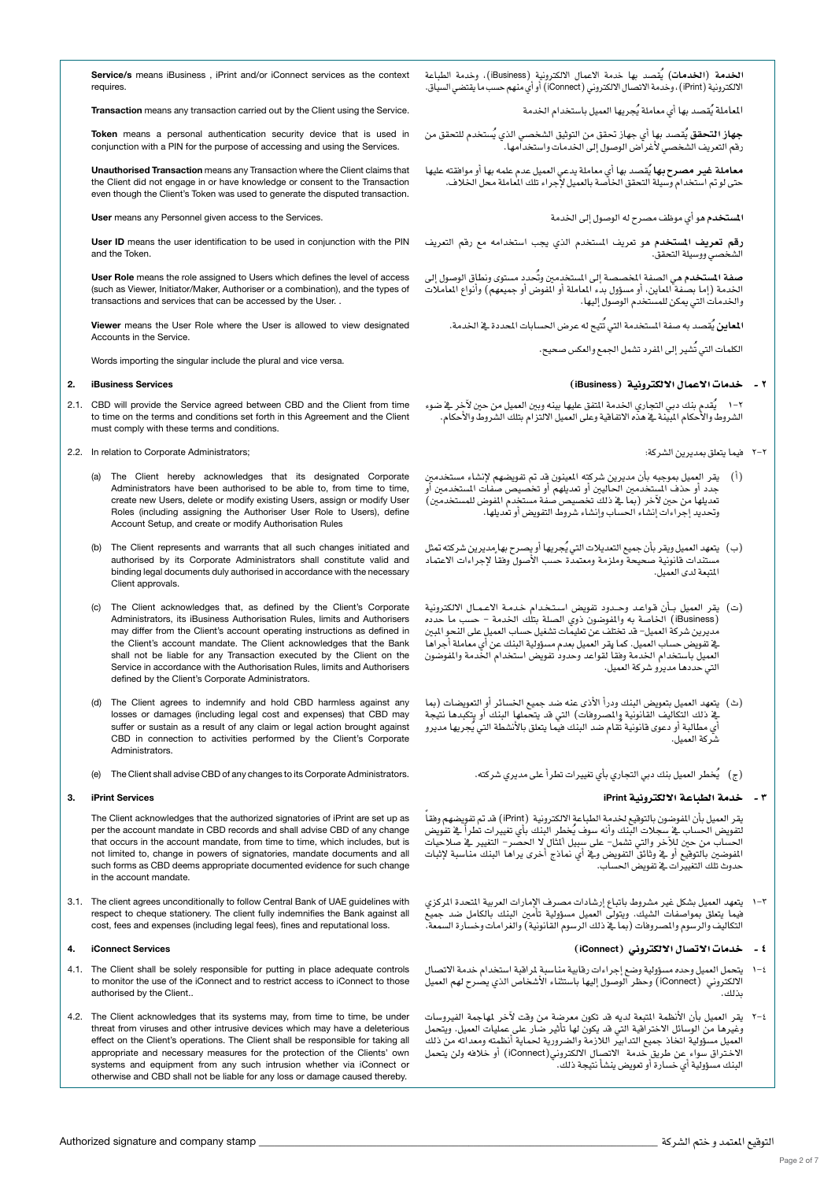**Service/s** means iBusiness , iPrint and/or iConnect services as the context requires.

**الخدمة (الخدمات)** يُقصد بها خدمة الاعمال الالكترونية (iBusiness)، وخدمة الطباعة الالكترونية (iPrint)، وخدمة الاتصال الالكتروني (iConnect) أو أي منهم حسب ما يقتضي السياق.

**Transaction** means any transaction carried out by the Client using the Service.

**المعاملة** يُقصد بها أي معاملة يُجريها العميل باستخدام الخدمة

**Token** means a personal authentication security device that is used in conjunction with a PIN for the purpose of accessing and using the Services.

**جهاز التحقق** يُقصد بها أي جهاز تحقق من التوثيق الشخصي الذي يُستخدم للتحقق من رقم التعريف الشخصي لأغراض الوصول إلى الخدمات واستخدامها.

**Unauthorised Transaction** means any Transaction where the Client claims that the Client did not engage in or have knowledge or consent to the Transaction even though the Client's Token was used to generate the disputed transaction.

**معاملة غير مصرح بها** يُقصد بها أي معاملة يدعي العميل عدم علمه بها أو موافقته عليها حتى لو تم استخدام وسيلة التحقق الخاصة بالعميل لإجراء تلك المعاملة محل الخلاف.

**User** means any Personnel given access to the Services.

**المستخدم** هو أي موظف مصرح له الوصول إلى الخدمة

**User ID** means the user identification to be used in conjunction with the PIN and the Token.

**رقم تعريف المستخدم** هو تعريف المستخدم الذي يجب استخدامه مع رقم التعريف الشخصي ووسيلة التحقق.

**User Role** means the role assigned to Users which defines the level of access (such as Viewer, Initiator/Maker, Authoriser or a combination), and the types of transactions and services that can be accessed by the User. .

**صفة المستخدم** هي الصفة المخصصة إلى المستخدمين وتُحدد مستوى ونطاق الوصول إلى الخدمة (إما بصفة المعاين، أو مسؤول بدء المعاملة أو المفوض أو جميعهم) وأنواع المعاملات والخدمات التي يمكن للمستخدم الوصول إليها.

**Viewer** means the User Role where the User is allowed to view designated Accounts in the Service.

**المعاين** يُقصد به صفة المستخدمة التي تُتيح له عرض الحسابات المحددة في الخدمة.

Words importing the singular include the plural and vice versa.

الكلمات التي تُشير إلى المفرد تشمل الجمع والعكس صحيح.

## 2. iBusiness Services

## ٢ - خدمات الاعمال الالكترونية (iBusiness)

2.1. CBD will provide the Service agreed between CBD and the Client from time to time on the terms and conditions set forth in this Agreement and the Client must comply with these terms and conditions.

٢-١ يُقدم بنك دبي التجاري الخدمة المتفق عليها بينه وبين العميل من حين لآخر في ضوء الشروط والأحكام المبينة في هذه الاتفاقية وعلى العميل الالتزام بتلك الشروط والأحكام.

2.2. In relation to Corporate Administrators;

٢-٢ فيما يتعلق بمديرين الشركة:

(a) The Client hereby acknowledges that its designated Corporate Administrators have been authorised to be able to, from time to time, create new Users, delete or modify existing Users, assign or modify User Roles (including assigning the Authoriser User Role to Users), define Account Setup, and create or modify Authorisation Rules

(أ) يقر العميل بموجبه بأن مديرين شركته المعينون قد تم تفويضهم لإنشاء مستخدمين جدد أو حذف المستخدمين الحاليين أو تعديلهم أو تخصيص صفات المستخدمين أو تعديلها من حين لآخر (بما في ذلك تخصيص صفة مستخدم المفوض للمستخدمين) وتحديد إجراءات إنشاء الحساب وإنشاء شروط التفويض أو تعديلها.

(b) The Client represents and warrants that all such changes initiated and authorised by its Corporate Administrators shall constitute valid and binding legal documents duly authorised in accordance with the necessary Client approvals.

(ب) يتعهد العميل ويقر بأن جميع التعديلات التي يُجريها أو يصرح بها مديرين شركته تمثل مستندات قانونية صحيحة وملزمة ومعتمدة حسب الأصول وفقاً لإجراءات الاعتماد المتبعة لدى العميل.

(c) The Client acknowledges that, as defined by the Client's Corporate Administrators, its iBusiness Authorisation Rules, limits and Authorisers may differ from the Client's account operating instructions as defined in the Client's account mandate. The Client acknowledges that the Bank shall not be liable for any Transaction executed by the Client on the Service in accordance with the Authorisation Rules, limits and Authorisers defined by the Client's Corporate Administrators.

(ت) يقر العميل بأن قواعد وحدود تفويض استخدام خدمة الاعمال الالكترونية (iBusiness) الخاصة به والمفوضون ذوي الصلة بتلك الخدمة - حسب ما حدده مديرين شركة العميل- قد تختلف عن تعليمات تشغيل حساب العميل على النحو المبين في تفويض حساب العميل. كما يقر العميل بعدم مسؤولية البنك عن أي معاملة أجراها العميل باستخدام الخدمة وفقاً لقواعد وحدود تفويض استخدام الخدمة والمفوضون التي حددها مديرو شركة العميل.

(d) The Client agrees to indemnify and hold CBD harmless against any losses or damages (including legal cost and expenses) that CBD may suffer or sustain as a result of any claim or legal action brought against CBD in connection to activities performed by the Client's Corporate Administrators.

(ث) يتعهد العميل بتعويض البنك ودرأ الأذى عنه ضد جميع الخسائر أو التعويضات (بما في ذلك التكاليف القانونية والمصروفات) التي قد يتحملها البنك أو يتكبدها نتيجة أي مطالبة أو دعوى قانونية تقام ضد البنك فيما يتعلق بالأنشطة التي يُجريها مديرو شركة العميل.

(e) The Client shall advise CBD of any changes to its Corporate Administrators.

(ج) يُخطر العميل بنك دبي التجاري بأي تغييرات تطرأ على مديري شركته.

## 3. iPrint Services

## ٣ - خدمة الطباعة الالكترونية iPrint

The Client acknowledges that the authorized signatories of iPrint are set up as per the account mandate in CBD records and shall advise CBD of any change that occurs in the account mandate, from time to time, which includes, but is not limited to, change in powers of signatories, mandate documents and all such forms as CBD deems appropriate documented evidence for such change in the account mandate.

يقر العميل بأن المفوضون بالتوقيع لخدمة الطباعة الالكترونية (iPrint) قد تم تفويضهم وفقاً لتفويض الحساب في سجلات البنك وأنه سوف يُخطر البنك بأي تغييرات تطرأ في تفويض الحساب من حين للآخر والتي تشمل- على سبيل المثال لا الحصر- التغيير في صلاحيات المفوضين بالتوقيع أو في وثائق التفويض وفي أي نماذج أخرى يراها البنك مناسبة لإثبات حدوث تلك التغييرات في تفويض الحساب.

3.1. The client agrees unconditionally to follow Central Bank of UAE guidelines with respect to cheque stationery. The client fully indemnifies the Bank against all cost, fees and expenses (including legal fees), fines and reputational loss.

٣-١ يتعهد العميل بشكل غير مشروط باتباع إرشادات مصرف الإمارات العربية المتحدة المركزي فيما يتعلق بمواصفات الشيك. ويتولى العميل مسؤولية تأمين البنك بالكامل ضد جميع التكاليف والرسوم والمصروفات (بما في ذلك الرسوم القانونية) والغرامات وخسارة السمعة.

## 4. iConnect Services

## ٤ - خدمات الاتصال الالكتروني (iConnect)

4.1. The Client shall be solely responsible for putting in place adequate controls to monitor the use of the iConnect and to restrict access to iConnect to those authorised by the Client..

٤-١ يتحمل العميل وحده مسؤولية وضع إجراءات رقابية مناسبة لمراقبة استخدام خدمة الاتصال الالكتروني (iConnect) وحظر الوصول إليها باستثناء الأشخاص الذي يصرح لهم العميل بذلك.

4.2. The Client acknowledges that its systems may, from time to time, be under threat from viruses and other intrusive devices which may have a deleterious effect on the Client's operations. The Client shall be responsible for taking all appropriate and necessary measures for the protection of the Clients' own systems and equipment from any such intrusion whether via iConnect or otherwise and CBD shall not be liable for any loss or damage caused thereby.

٤-٢ يقر العميل بأن الأنظمة المتبعة لديه قد تكون معرضة من وقت لآخر لمهاجمة الفيروسات وغيرها من الوسائل الاختراقية التي قد يكون لها تأثير ضار على عمليات العميل. ويتحمل العميل مسؤولية اتخاذ جميع التدابير اللازمة والضرورية لحماية أنظمته ومعداته من ذلك الاختراق سواء عن طريق خدمة الاتصال الالكتروني(iConnect) أو خلافه ولن يتحمل البنك مسؤولية أي خسارة أو تعويض ينشأ نتيجة ذلك.

Authorized signature and company stamp ______________________ التوقيع المعتمد و ختم الشركة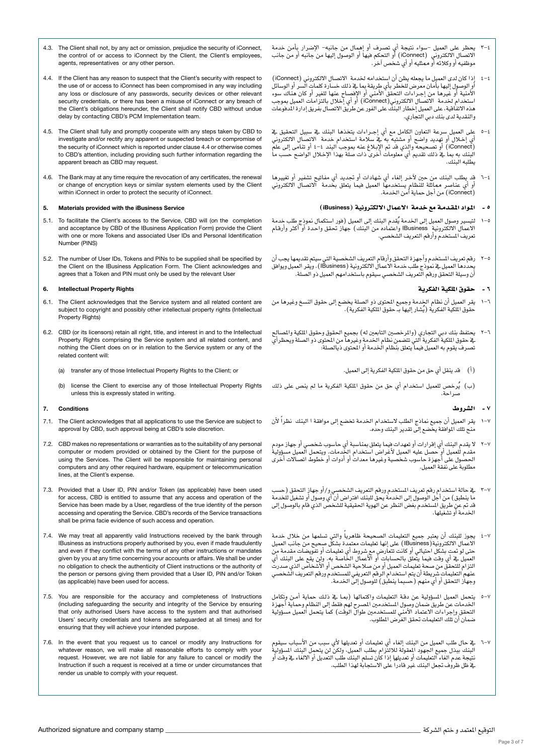4.3. The Client shall not, by any act or omission, prejudice the security of iConnect, the control of or access to iConnect by the Client, the Client's employees, agents, representatives or any other person.

٤-٣ يحظر على العميل –سواء نتيجة أي تصرف أو إهمال من جانبه– الإضرار بأمن خدمة الاتصال الالكتروني (iConnect) أو التحكم فيها أو الوصول إليها من جانبه أو من جانب موظفيه أو وكلائه أو ممثليه أو أي شخص آخر.

4.4. If the Client has any reason to suspect that the Client's security with respect to the use of or access to iConnect has been compromised in any way including any loss or disclosure of any passwords, security devices or other relevant security credentials, or there has been a misuse of iConnect or any breach of the Client's obligations hereunder, the Client shall notify CBD without undue delay by contacting CBD's PCM Implementation team.

٤-٤ إذا كان لدى العميل ما يجعله يظن أن استخدامه لخدمة الاتصال الالكتروني (iConnect) أو الوصول إليها معرض للخطر بأي طريقة بما في ذلك خسارة كلمات السر أو الوسائل الأمنية أو غيرها من إجراءات التحقق الأمني أو الإفصاح عنها للغير أو كان هناك سوء استخدام لخدمة الاتصال الالكتروني (iConnect) أو أي إخلال بالتزامات العميل بموجب هذه الاتفاقية، على العميل إخطار البنك على الفور عن طريق الاتصال بفريق إدارة المدفوعات والنقدية لدى بنك دبي التجاري.

4.5. The Client shall fully and promptly cooperate with any steps taken by CBD to investigate and/or rectify any apparent or suspected breach or compromise of the security of iConnect which is reported under clause 4.4 or otherwise comes to CBD's attention, including providing such further information regarding the apparent breach as CBD may request.

٤-٥ على العميل سرعة التعاون الكامل مع أي إجراءات يتخذها البنك في سبيل التحقيق في أي إخلال أو تهديد واضح أو مشتبه به في سلامة استخدام خدمة الاتصال الالكتروني (iConnect) أو تصحيحه والذي قد تم الإبلاغ عنه بموجب البند ٤-٤ أو تنامى إلى علم البنك به بما في ذلك تقديم أي معلومات أخرى ذات صلة بهذا الإخلال الواضح حسب ما يطلبه البنك.

4.6. The Bank may at any time require the revocation of any certificates, the renewal or change of encryption keys or similar system elements used by the Client within iConnect in order to protect the security of iConnect.

٤-٦ قد يطلب البنك من حين لآخر إلغاء أي شهادات أو تجديد أي مفاتيح تشفير أو تغييرها أو أي عناصر مماثلة للنظام يستخدمها العميل فيما يتعلق بخدمة الاتصال الالكتروني (iConnect) من أجل حماية أمن الخدمة.

## 5. Materials provided with the iBusiness Service

## ٥ - المواد المقدمة مع خدمة الاعمال الالكترونية (iBusiness)

5.1. To facilitate the Client's access to the Service, CBD will (on the completion and acceptance by CBD of the IBusiness Application Form) provide the Client with one or more Tokens and associated User IDs and Personal Identification Number (PINS)

٥-١ لتيسير وصول العميل إلى الخدمة يُقدم البنك إلى العميل (فور استكمال نموذج طلب خدمة الاعمال الالكترونية IBusiness واعتماده من البنك) جهاز تحقق واحدة أو أكثر وأرقام تعريف المستخدم وأرقم التعريف الشخصي.

5.2. The number of User IDs, Tokens and PINs to be supplied shall be specified by the Client on the IBusiness Application Form. The Client acknowledges and agrees that a Token and PIN must only be used by the relevant User

٥-٢ رقم تعريف المستخدم وأجهزة التحقق وأرقام التعريف الشخصية التي سيتم تقديمها يجب أن يحددها العميل في نموذج طلب خدمة الاعمال الالكترونية (IBusiness). ويقر العميل ويوافق أن وسيلة التحقق ورقم التعريف الشخصي سيقوم باستخدامهم العميل ذو الصلة.

## 6. Intellectual Property Rights

## ٦ - حقوق الملكية الفكرية

6.1. The Client acknowledges that the Service system and all related content are subject to copyright and possibly other intellectual property rights (Intellectual Property Rights)

٦-١ يقر العميل أن نظام الخدمة وجميع المحتوى ذو الصلة يخضع إلى حقوق النسخ وغيرها من حقوق الملكية الفكرية (يُشار إليها بـ حقوق الملكية الفكرية).

6.2. CBD (or its licensors) retain all right, title, and interest in and to the Intellectual Property Rights comprising the Service system and all related content, and nothing the Client does on or in relation to the Service system or any of the related content will:

(a) transfer any of those Intellectual Property Rights to the Client; or

(b) license the Client to exercise any of those Intellectual Property Rights unless this is expressly stated in writing.

٦-٢ يحتفظ بنك دبي التجاري (والمرخصين التابعين له) بجميع الحقوق وحقوق الملكية والمصالح في حقوق الملكية الفكرية التي تتضمن نظام الخدمة وغيرها من المحتوى ذو الصلة ويحظر أي تصرف يقوم به العميل فيما يتعلق بنظام الخدمة أو المحتوى ذي الصلة:

(أ) قد ينقل أي حق من حقوق الملكية الفكرية إلى العميل.

(ب) يُرخص للعميل استخدام أي حق من حقوق الملكية الفكرية ما لم ينص على ذلك صراحة.

## 7. Conditions

## ٧ - الشروط

7.1. The Client acknowledges that all applications to use the Service are subject to approval by CBD, such approval being at CBD's sole discretion.

٧-١ يقر العميل أن جميع نماذج الطلب لاستخدام الخدمة تخضع إلى موافقة ا البنك نظراً لأن منح تلك الموافقة يخضع إلى تقدير البنك وحده.

7.2. CBD makes no representations or warranties as to the suitability of any personal computer or modem provided or obtained by the Client for the purpose of using the Services. The Client will be responsible for maintaining personal computers and any other required hardware, equipment or telecommunication lines, at the Client's expense.

٧-٢ لا يقدم البنك أي إقرارات أو تعهدات فيما يتعلق بمناسبة أي حاسوب شخصي أو جهاز مودم مقدم للعميل أو حصل عليه العميل لأغراض استخدام الخدمات. ويتحمل العميل مسؤولية الحصول على أجهزة حاسوب شخصية وغيرها معدات أو أدوات أو خطوط اتصالات أخرى مطلوبة على نفقة العميل.

7.3. Provided that a User ID, PIN and/or Token (as applicable) have been used for access, CBD is entitled to assume that any access and operation of the Service has been made by a User, regardless of the true identity of the person accessing and operating the Service. CBD's records of the Service transactions shall be prima facie evidence of such access and operation.

٧-٣ في حالة استخدام رقم تعريف المستخدم ورقم التعريف الشخصي و/أو جهاز التحقق (حسب ما ينطبق) من أجل الوصول إلى الخدمة يحق للبنك افتراض أن أي وصول أو تشغيل للخدمة قد تم عن طريق المستخدم بغض النظر عن الهوية الحقيقية للشخص الذي قام بالوصول إلى الخدمة أو تشغيلها.

7.4. We may treat all apparently valid Instructions received by the bank through IBusiness as instructions properly authorised by you, even if made fraudulently and even if they conflict with the terms of any other instructions or mandates given by you at any time concerning your accounts or affairs. We shall be under no obligation to check the authenticity of Client Instructions or the authority of the person or persons giving them provided that a User ID, PIN and/or Token (as applicable) have been used for access.

٧-٤ يجوز للبنك أن يعتبر جميع التعليمات الصحيحة ظاهرياً والتي تسلمها من خلال خدمة الاعمال الالكترونية(IBusiness) على إنها تعليمات معتمدة بشكل صحيح من جانب العميل حتى لو تمت بشكل احتيالي أو كانت تتعارض مع شروط أي تعليمات أو تفويضات مقدمة من العميل في أي وقت فيما يتعلق بالحسابات أو الأعمال الخاصة به. ولن يقع على البنك أي التزام للتحقق من صحة تعليمات العميل أو من صلاحية الشخص أو الأشخاص الذي صدرت عنهم التعليمات شريطة أن يتم استخدام الرقم التعريفي للمستخدم ورقم التعريف الشخصي وجهاز التحقق أو أي منهم (حسبما ينطبق) للوصول إلى الخدمة.

7.5. You are responsible for the accuracy and completeness of Instructions (including safeguarding the security and integrity of the Service by ensuring that only authorised Users have access to the system and that authorised Users' security credentials and tokens are safeguarded at all times) and for ensuring that they will achieve your intended purpose.

٧-٥ يتحمل العميل المسؤولية عن دقة التعليمات واكتمالها (بما في ذلك حماية أمن وتكامل الخدمات عن طريق ضمان وصول المستخدمين المصرح لهم فقط إلى النظام وحماية أجهزة التحقق وإجراءات الاعتماد الأمني للمستخدمين طوال الوقت) كما يتحمل العميل مسؤولية ضمان أن تلك التعليمات تحقق الغرض المطلوب.

7.6. In the event that you request us to cancel or modify any Instructions for whatever reason, we will make all reasonable efforts to comply with your request. However, we are not liable for any failure to cancel or modify the Instruction if such a request is received at a time or under circumstances that render us unable to comply with your request.

٧-٦ في حال طلب العميل من البنك إلغاء أي تعليمات أو تعديلها لأي سبب من الأسباب سيقوم البنك ببذل جميع الجهود المعقولة للالتزام بطلب العميل، ولكن لن يتحمل البنك المسؤولية نتيجة عدم الغاء التعليمات أو تعديلها إذا كان تسلم البنك طلب التعديل أو الالغاء في وقت أو في ظل ظروف تجعل البنك غير قادرا على الاستجابة لهذا الطلب.

Authorized signature and company stamp ______________________________ التوقيع المعتمد و ختم الشركة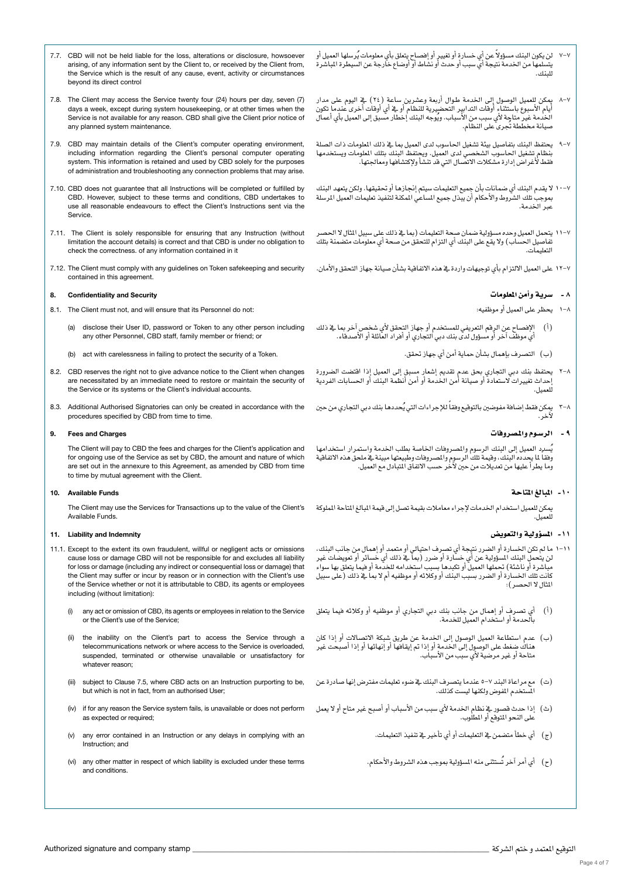7.7. CBD will not be held liable for the loss, alterations or disclosure, howsoever arising, of any information sent by the Client to, or received by the Client from, the Service which is the result of any cause, event, activity or circumstances beyond its direct control

٧-٧ لن يكون البنك مسؤولاً عن أي خسارة أو تغيير أو إفصاح يتعلق بأي معلومات يُرسلها العميل أو يتسلمها من الخدمة نتيجة أي سبب أو حدث أو نشاط أو أوضاع خارجة عن السيطرة المباشرة للبنك.

7.8. The Client may access the Service twenty four (24) hours per day, seven (7) days a week, except during system housekeeping, or at other times when the Service is not available for any reason. CBD shall give the Client prior notice of any planned system maintenance.

٨-٧ يمكن للعميل الوصول إلى الخدمة طوال أربعة وعشرين ساعة (٢٤) في اليوم على مدار أيام الأسبوع باستثناء أوقات التدابير التحضيرية للنظام أو في أي أوقات أخرى عندما تكون الخدمة غير متاحة لأي سبب من الأسباب. ويُوجه البنك إخطار مسبق إلى العميل بأي أعمال صيانة مخططة تُجرى على النظام.

7.9. CBD may maintain details of the Client's computer operating environment, including information regarding the Client's personal computer operating system. This information is retained and used by CBD solely for the purposes of administration and troubleshooting any connection problems that may arise.

٩-٧ يحتفظ البنك بتفاصيل بيئة تشغيل الحاسوب لدى العميل بما في ذلك المعلومات ذات الصلة بنظام تشغيل الحاسوب الشخصي لدى العميل. ويحتفظ البنك بتلك المعلومات ويستخدمها فقط لأغراض إدارة مشكلات الاتصال التي قد تنشأ ولإكتشافها ومعالجتها.

7.10. CBD does not guarantee that all Instructions will be completed or fulfilled by CBD. However, subject to these terms and conditions, CBD undertakes to use all reasonable endeavours to effect the Client's Instructions sent via the Service.

١٠-٧ لا يقدم البنك أي ضمانات بأن جميع التعليمات سيتم إنجازها أو تحقيقها، ولكن يتعهد البنك بموجب تلك الشروط والأحكام أن يبذل جميع المساعي الممكنة لتنفيذ تعليمات العميل المرسلة عبر الخدمة.

7.11. The Client is solely responsible for ensuring that any Instruction (without limitation the account details) is correct and that CBD is under no obligation to check the correctness. of any information contained in it

١١-٧ يتحمل العميل وحده مسؤولية ضمان صحة التعليمات (بما في ذلك على سبيل المثال لا الحصر تفاصيل الحساب) ولا يقع على البنك أي التزام للتحقق من صحة أي معلومات متضمنة بتلك التعليمات.

7.12. The Client must comply with any guidelines on Token safekeeping and security contained in this agreement.

١٢-٧ على العميل الالتزام بأي توجيهات واردة في هذه الاتفاقية بشأن صيانة جهاز التحقق والأمان.

## 8. Confidentiality and Security

## ٨ - سرية وأمن المعلومات

8.1. The Client must not, and will ensure that its Personnel do not:

١-٨ يحظر على العميل أو موظفيه:

(a) disclose their User ID, password or Token to any other person including any other Personnel, CBD staff, family member or friend; or

(أ) الإفصاح عن الرقم التعريفي للمستخدم أو جهاز التحقق لأي شخص آخر بما في ذلك أي موظف آخر أو مسؤول لدى بنك دبي التجاري أو أفراد العائلة أو الأصدقاء.

(b) act with carelessness in failing to protect the security of a Token.

(ب) التصرف بإهمال بشأن حماية أمن أي جهاز تحقق.

8.2. CBD reserves the right not to give advance notice to the Client when changes are necessitated by an immediate need to restore or maintain the security of the Service or its systems or the Client's individual accounts.

٢-٨ يحتفظ بنك دبي التجاري بحق عدم تقديم إشعار مسبق إلى العميل إذا اقتضت الضرورة إحداث تغييرات لاستعادة أو صيانة أمن الخدمة أو أمن أنظمة البنك أو الحسابات الفردية للعميل.

8.3. Additional Authorised Signatories can only be created in accordance with the procedures specified by CBD from time to time.

٣-٨ يمكن فقط إضافة مفوضين بالتوقيع وفقاً للإجراءات التي يُحددها بنك دبي التجاري من حين لآخر.

## 9. Fees and Charges

## ٩ - الرسوم والمصروفات

The Client will pay to CBD the fees and charges for the Client's application and for ongoing use of the Service as set by CBD, the amount and nature of which are set out in the annexure to this Agreement, as amended by CBD from time to time by mutual agreement with the Client.

يُسدد العميل إلى البنك الرسوم والمصروفات الخاصة بطلب الخدمة واستمرار استخدامها وفقاً لما يحدده البنك، وقيمة تلك الرسوم والمصروفات وطبيعتها مبينة في ملحق هذه الاتفاقية وما يطرأ عليها من تعديلات من حين لآخر حسب الاتفاق المتبادل مع العميل.

## 10. Available Funds

## ١٠- المبالغ المتاحة

The Client may use the Services for Transactions up to the value of the Client's Available Funds.

يمكن للعميل استخدام الخدمات لإجراء معاملات بقيمة تصل إلى قيمة المبالغ المتاحة المملوكة للعميل.

## 11. Liability and Indemnity

## ١١- المسؤولية والتعويض

11.1. Except to the extent its own fraudulent, willful or negligent acts or omissions cause loss or damage CBD will not be responsible for and excludes all liability for loss or damage (including any indirect or consequential loss or damage) that the Client may suffer or incur by reason or in connection with the Client's use of the Service whether or not it is attributable to CBD, its agents or employees including (without limitation):

١-١١ ما لم تكن الخسارة أو الضرر نتيجة أي تصرف احتيالي أو متعمد أو إهمال من جانب البنك، لن يتحمل البنك المسؤولية عن أي خسارة أو ضرر (بما في ذلك أي خسائر أو تعويضات غير مباشرة أو ناشئة) تحملها العميل أو تكبدها بسبب استخدامه للخدمة أو فيما يتعلق بها سواء كانت تلك الخسارة أو الضرر بسبب البنك أو وكلائه أو موظفيه أم لا بما في ذلك (على سبيل المثال لا الحصر):

(i) any act or omission of CBD, its agents or employees in relation to the Service or the Client's use of the Service;

(أ) أي تصرف أو إهمال من جانب بنك دبي التجاري أو موظفيه أو وكلائه فيما يتعلق بالخدمة أو استخدام العميل للخدمة.

(ii) the inability on the Client's part to access the Service through a telecommunications network or where access to the Service is overloaded, suspended, terminated or otherwise unavailable or unsatisfactory for whatever reason;

(ب) عدم استطاعة العميل الوصول إلى الخدمة عن طريق شبكة الاتصالات أو إذا كان هناك ضغط على الوصول إلى الخدمة أو إذا تم إيقافها أو إنهائها أو إذا أصبحت غير متاحة أو غير مرضية لأي سبب من الأسباب.

(iii) subject to Clause 7.5, where CBD acts on an Instruction purporting to be, but which is not in fact, from an authorised User;

(ت) مع مراعاة البند ٧-٥ عندما يتصرف البنك في ضوء تعليمات مفترض إنها صادرة عن المستخدم المفوض ولكنها ليست كذلك.

(iv) if for any reason the Service system fails, is unavailable or does not perform as expected or required;

(ث) إذا حدث قصور في نظام الخدمة لأي سبب من الأسباب أو أصبح غير متاح أو لا يعمل على النحو المتوقع أو المطلوب.

(v) any error contained in an Instruction or any delays in complying with an Instruction; and

(ج) أي خطأ متضمن في التعليمات أو أي تأخير في تنفيذ التعليمات.

(vi) any other matter in respect of which liability is excluded under these terms and conditions.

(ح) أي أمر آخر تُستثنى منه المسؤولية بموجب هذه الشروط والأحكام.

Authorized signature and company stamp ______________________________ التوقيع المعتمد و ختم الشركة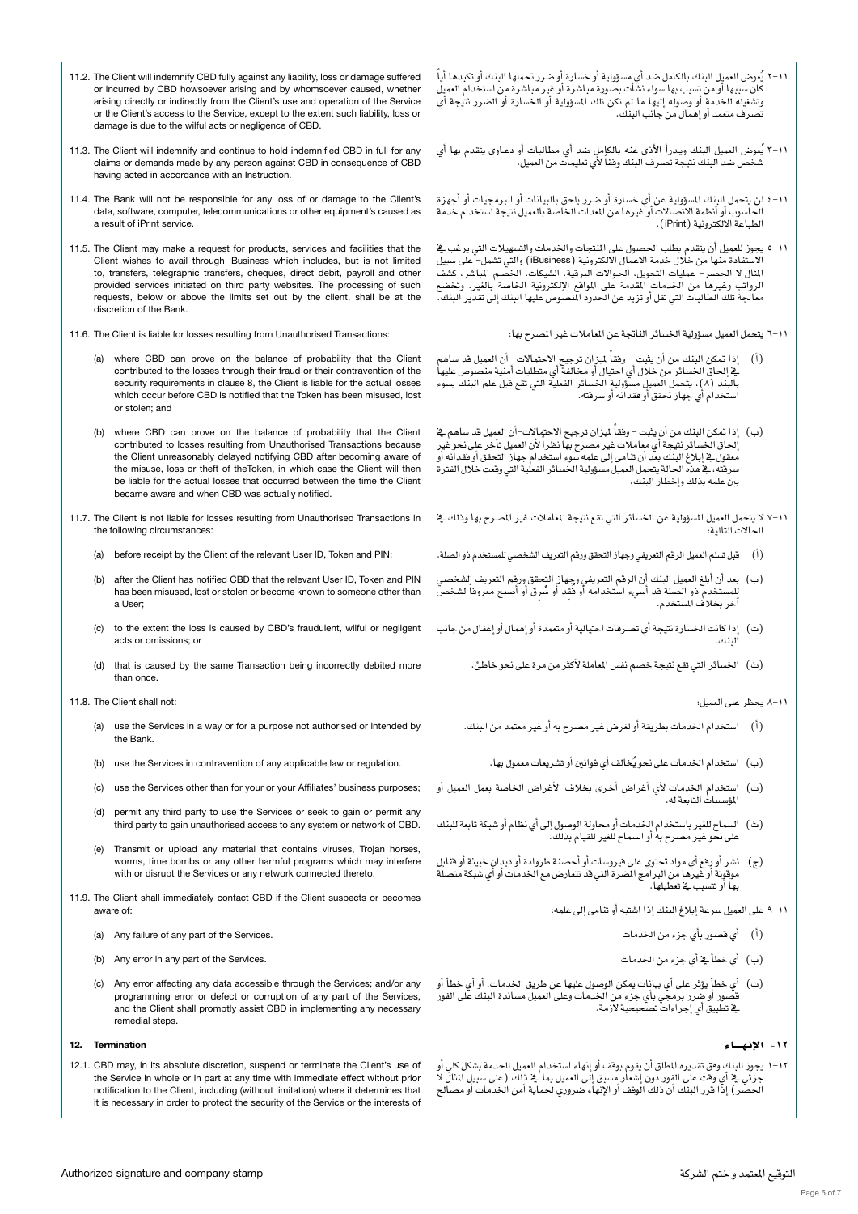11.2. The Client will indemnify CBD fully against any liability, loss or damage suffered or incurred by CBD howsoever arising and by whomsoever caused, whether arising directly or indirectly from the Client's use and operation of the Service or the Client's access to the Service, except to the extent such liability, loss or damage is due to the wilful acts or negligence of CBD.

11.3. The Client will indemnify and continue to hold indemnified CBD in full for any claims or demands made by any person against CBD in consequence of CBD having acted in accordance with an Instruction.

11.4. The Bank will not be responsible for any loss of or damage to the Client's data, software, computer, telecommunications or other equipment's caused as a result of iPrint service.

11.5. The Client may make a request for products, services and facilities that the Client wishes to avail through iBusiness which includes, but is not limited to, transfers, telegraphic transfers, cheques, direct debit, payroll and other provided services initiated on third party websites. The processing of such requests, below or above the limits set out by the client, shall be at the discretion of the Bank.

11.6. The Client is liable for losses resulting from Unauthorised Transactions:

(a) where CBD can prove on the balance of probability that the Client contributed to the losses through their fraud or their contravention of the security requirements in clause 8, the Client is liable for the actual losses which occur before CBD is notified that the Token has been misused, lost or stolen; and

(b) where CBD can prove on the balance of probability that the Client contributed to losses resulting from Unauthorised Transactions because the Client unreasonably delayed notifying CBD after becoming aware of the misuse, loss or theft of theToken, in which case the Client will then be liable for the actual losses that occurred between the time the Client became aware and when CBD was actually notified.

11.7. The Client is not liable for losses resulting from Unauthorised Transactions in the following circumstances:

(a) before receipt by the Client of the relevant User ID, Token and PIN;

(b) after the Client has notified CBD that the relevant User ID, Token and PIN has been misused, lost or stolen or become known to someone other than a User;

(c) to the extent the loss is caused by CBD's fraudulent, wilful or negligent acts or omissions; or

(d) that is caused by the same Transaction being incorrectly debited more than once.

11.8. The Client shall not:

(a) use the Services in a way or for a purpose not authorised or intended by the Bank.

(b) use the Services in contravention of any applicable law or regulation.

(c) use the Services other than for your or your Affiliates' business purposes;

(d) permit any third party to use the Services or seek to gain or permit any third party to gain unauthorised access to any system or network of CBD.

(e) Transmit or upload any material that contains viruses, Trojan horses, worms, time bombs or any other harmful programs which may interfere with or disrupt the Services or any network connected thereto.

11.9. The Client shall immediately contact CBD if the Client suspects or becomes aware of:

(a) Any failure of any part of the Services.

(b) Any error in any part of the Services.

(c) Any error affecting any data accessible through the Services; and/or any programming error or defect or corruption of any part of the Services, and the Client shall promptly assist CBD in implementing any necessary remedial steps.

## 12. Termination

12.1. CBD may, in its absolute discretion, suspend or terminate the Client's use of the Service in whole or in part at any time with immediate effect without prior notification to the Client, including (without limitation) where it determines that it is necessary in order to protect the security of the Service or the interests of

١١-٢ يُعوض العميل البنك بالكامل ضد أي مسؤولية أو خسارة أو ضرر تحملها البنك أو تكبدها أياً كان سببها أو من تسبب بها سواء نشأت بصورة مباشرة أو غير مباشرة من استخدام العميل وتشغيله للخدمة أو وصوله إليها ما لم تكن تلك المسؤولية أو الخسارة أو الضرر نتيجة أي تصرف متعمد أو إهمال من جانب البنك.

١١-٣ يُعوض العميل البنك ويدرأ الأذى عنه بالكامل ضد أي مطالبات أو دعاوى يتقدم بها أي شخص ضد البنك نتيجة تصرف البنك وفقاً لأي تعليمات من العميل.

١١-٤ لن يتحمل البنك المسؤولية عن أي خسارة أو ضرر يلحق بالبيانات أو البرمجيات أو أجهزة الحاسوب أو أنظمة الاتصالات أو غيرها من المعدات الخاصة بالعميل نتيجة استخدام خدمة الطباعة الالكترونية (iPrint).

١١-٥ يجوز للعميل أن يتقدم بطلب الحصول على المنتجات والخدمات والتسهيلات التي يرغب في الاستفادة منها من خلال خدمة الاعمال الالكترونية (iBusiness) والتي تشمل- على سبيل المثال لا الحصر- عمليات التحويل، الحوالات البرقية، الشيكات، الخصم المباشر، كشف الرواتب وغيرها من الخدمات المقدمة على المواقع الإلكترونية الخاصة بالغير. وتخضع معالجة تلك الطالبات التي تقل أو تزيد عن الحدود المنصوص عليها البنك إلى تقدير البنك.

١١-٦ يتحمل العميل مسؤولية الخسائر الناتجة عن المعاملات غير المصرح بها:

(أ) إذا تمكن البنك من أن يثبت – وفقاً لميزان ترجيح الاحتمالات– أن العميل قد ساهم في إلحاق الخسائر من خلال أي احتيال أو مخالفة أي متطلبات أمنية منصوص عليها بالبند (٨)، يتحمل العميل مسؤولية الخسائر الفعلية التي تقع قبل علم البنك بسوء استخدام أي جهاز تحقق أو فقدانه أو سرقته.

(ب) إذا تمكن البنك من أن يثبت – وفقاً لميزان ترجيح الاحتمالات–أن العميل قد ساهم في إلحاق الخسائر نتيجة أي معاملات غير مصرح بها نظراً لأن العميل تأخر على نحو غير معقول في إبلاغ البنك بعد أن تنامى إلى علمه سوء استخدام جهاز التحقق أو فقدانه أو سرقته، في هذه الحالة يتحمل العميل مسؤولية الخسائر الفعلية التي وقعت خلال الفترة بين علمه بذلك وإخطار البنك.

١١-٧ لا يتحمل العميل المسؤولية عن الخسائر التي تقع نتيجة المعاملات غير المصرح بها وذلك في الحالات التالية:

(أ) قبل تسلم العميل الرقم التعريفي وجهاز التحقق ورقم التعريف الشخصي للمستخدم ذو الصلة.

(ب) بعد أن أبلغ العميل البنك أن الرقم التعريفي وجهاز التحقق ورقم التعريف الشخصي للمستخدم ذو الصلة قد أسيء استخدامه أو فُقد أو سُرق أو أصبح معروفاً لشخص آخر بخلاف المستخدم.

(ت) إذا كانت الخسارة نتيجة أي تصرفات احتيالية أو متعمدة أو إهمال أو إغفال من جانب البنك.

(ث) الخسائر التي تقع نتيجة خصم نفس المعاملة لأكثر من مرة على نحو خاطئ.

١١-٨ يحظر على العميل:

(أ) استخدام الخدمات بطريقة أو لغرض غير مصرح به أو غير معتمد من البنك.

(ب) استخدام الخدمات على نحو يُخالف أي قوانين أو تشريعات معمول بها.

(ت) استخدام الخدمات لأي أغراض أخرى بخلاف الأغراض الخاصة بعمل العميل أو المؤسسات التابعة له.

(ث) السماح للغير باستخدام الخدمات أو محاولة الوصول إلى أي نظام أو شبكة تابعة للبنك على نحو غير مصرح به أو السماح للغير للقيام بذلك.

(ج) نشر أو رفع أي مواد تحتوي على فيروسات أو أحصنة طروادة أو ديدان خبيثة أو قنابل موقوتة أو غيرها من البرامج المضرة التي قد تتعارض مع الخدمات أو أي شبكة متصلة بها أو تتسبب في تعطيلها.

١١-٩ على العميل سرعة إبلاغ البنك إذا اشتبه أو تنامى إلى علمه:

(أ) أي قصور بأي جزء من الخدمات

(ب) أي خطأ في أي جزء من الخدمات

(ت) أي خطأ يؤثر على أي بيانات يمكن الوصول عليها عن طريق الخدمات، أو أي خطأ أو قصور أو ضرر برمجي بأي جزء من الخدمات وعلى العميل مساندة البنك على الفور في تطبيق أي إجراءات تصحيحية لازمة.

## ١٢- الإنهـــاء

١٢-١ يجوز للبنك وفق تقديره المطلق أن يقوم بوقف أو إنهاء استخدام العميل للخدمة بشكل كلي أو جزئي في أي وقت على الفور دون إشعار مسبق إلى العميل بما في ذلك (على سبيل المثال لا الحصر) إذا قرر البنك أن ذلك الوقف أو الإنهاء ضروري لحماية أمن الخدمات أو مصالح

Authorized signature and company stamp ____________________ التوقيع المعتمد و ختم الشركة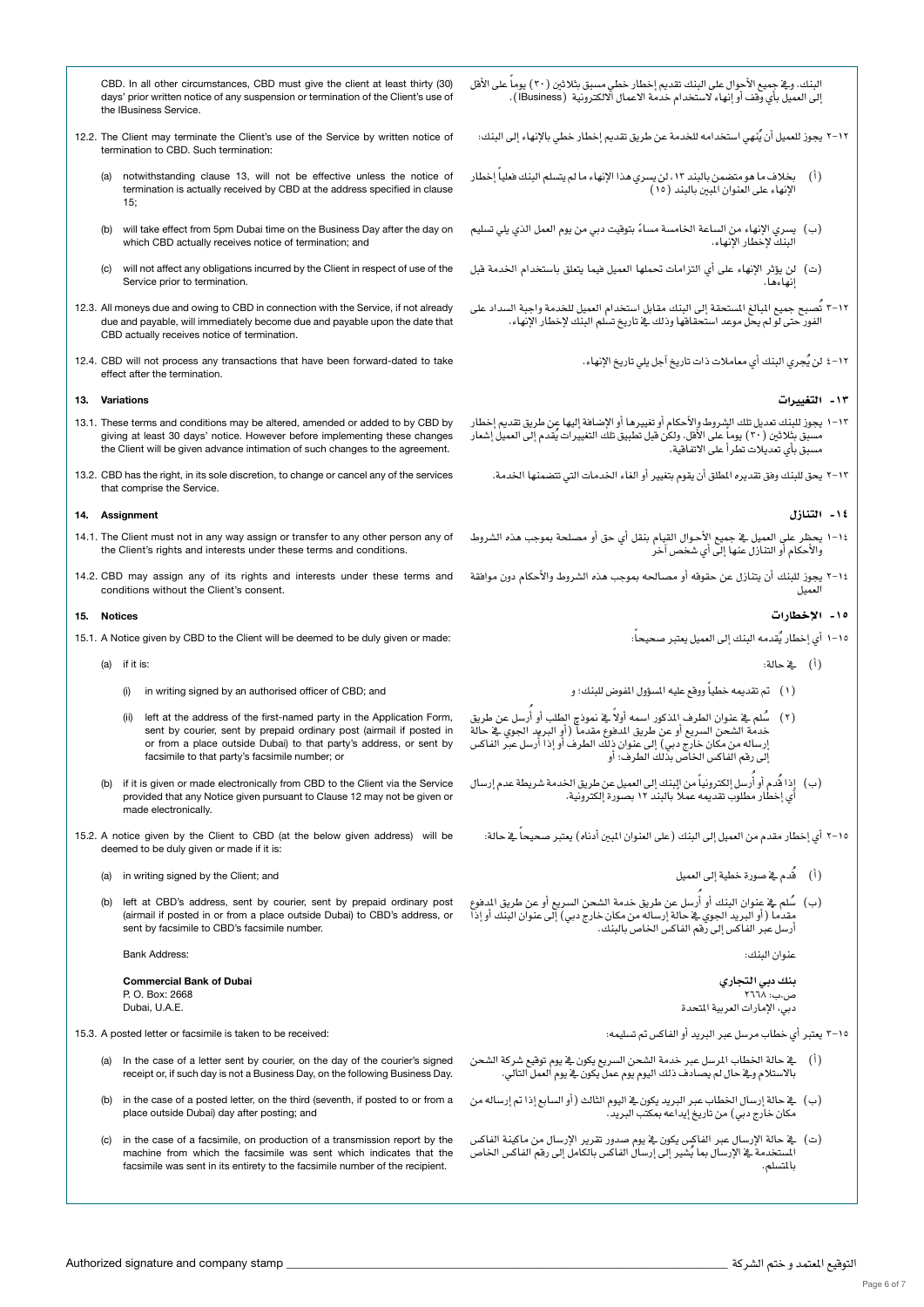CBD. In all other circumstances, CBD must give the client at least thirty (30) days' prior written notice of any suspension or termination of the Client's use of the IBusiness Service.

البنك. وفي جميع الأحوال على البنك تقديم إخطار خطي مسبق بثلاثين (٣٠) يوماً على الأقل إلى العميل بأي وقف أو إنهاء لاستخدام خدمة الاعمال الالكترونية (IBusiness).

12.2. The Client may terminate the Client's use of the Service by written notice of termination to CBD. Such termination:

(a) notwithstanding clause 13, will not be effective unless the notice of termination is actually received by CBD at the address specified in clause 15;

(b) will take effect from 5pm Dubai time on the Business Day after the day on which CBD actually receives notice of termination; and

(c) will not affect any obligations incurred by the Client in respect of use of the Service prior to termination.

١٢-٢ يجوز للعميل أن يُنهي استخدامه للخدمة عن طريق تقديم إخطار خطي بالإنهاء إلى البنك:

(أ) بخلاف ما هو متضمن بالبند ١٣، لن يسري هذا الإنهاء ما لم يتسلم البنك فعلياً إخطار الإنهاء على العنوان المبين بالبند (١٥)

(ب) يسري الإنهاء من الساعة الخامسة مساءً بتوقيت دبي من يوم العمل الذي يلي تسليم البنك لإخطار الإنهاء.

(ت) لن يؤثر الإنهاء على أي التزامات تحملها العميل فيما يتعلق باستخدام الخدمة قبل إنهاءها.

12.3. All moneys due and owing to CBD in connection with the Service, if not already due and payable, will immediately become due and payable upon the date that CBD actually receives notice of termination.

١٢-٣ تُصبح جميع المبالغ المستحقة إلى البنك مقابل استخدام العميل للخدمة واجبة السداد على الفور حتى لو لم يحل موعد استحقاقها وذلك في تاريخ تسلم البنك لإخطار الإنهاء.

12.4. CBD will not process any transactions that have been forward-dated to take effect after the termination.

١٢-٤ لن يُجري البنك أي معاملات ذات تاريخ آجل يلي تاريخ الإنهاء.

## 13. Variations

## ١٣- التغييرات

13.1. These terms and conditions may be altered, amended or added to by CBD by giving at least 30 days' notice. However before implementing these changes the Client will be given advance intimation of such changes to the agreement.

١٣-١ يجوز للبنك تعديل تلك الشروط والأحكام أو تغييرها أو الإضافة إليها عن طريق تقديم إخطار مسبق بثلاثين (٣٠) يوماً على الأقل. ولكن قبل تطبيق تلك التغييرات يُقدم إلى العميل إشعار مسبق بأي تعديلات تطرأ على الاتفاقية.

13.2. CBD has the right, in its sole discretion, to change or cancel any of the services that comprise the Service.

١٣-٢ يحق للبنك وفق تقديره المطلق أن يقوم بتغيير أو الغاء الخدمات التي تتضمنها الخدمة.

## 14. Assignment

## ١٤- التنازل

14.1. The Client must not in any way assign or transfer to any other person any of the Client's rights and interests under these terms and conditions.

١٤-١ يحظر على العميل في جميع الأحوال القيام بنقل أي حق أو مصلحة بموجب هذه الشروط والأحكام أو التنازل عنها إلى أي شخص آخر

14.2. CBD may assign any of its rights and interests under these terms and conditions without the Client's consent.

١٤-٢ يجوز للبنك أن يتنازل عن حقوقه أو مصالحه بموجب هذه الشروط والأحكام دون موافقة العميل

## 15. Notices

## ١٥- الاخطارات

15.1. A Notice given by CBD to the Client will be deemed to be duly given or made:

(a) if it is:

(i) in writing signed by an authorised officer of CBD; and

(ii) left at the address of the first-named party in the Application Form, sent by courier, sent by prepaid ordinary post (airmail if posted in or from a place outside Dubai) to that party's address, or sent by facsimile to that party's facsimile number; or

(b) if it is given or made electronically from CBD to the Client via the Service provided that any Notice given pursuant to Clause 12 may not be given or made electronically.

١٥-١ أي إخطار يُقدمه البنك إلى العميل يعتبر صحيحاً:

(أ) في حالة:

(١) تم تقديمه خطياً ووقع عليه المسؤول المفوض للبنك؛ و

(٢) سُلم في عنوان الطرف المذكور اسمه أولاً في نموذج الطلب أو أُرسل عن طريق خدمة الشحن السريع أو عن طريق البريد المدفوع مقدماً (أو البريد الجوي في حالة إرساله من مكان خارج دبي) إلى عنوان ذلك الطرف أو إذا أُرسل عبر الفاكس إلى رقم الفاكس الخاص بذلك الطرف؛ أو

(ب) إذا قُدم أو أُرسل إلكترونياً من البنك إلى العميل عن طريق الخدمة شريطة عدم إرسال أي إخطار مطلوب تقديمه عملاً بالبند ١٢ بصورة إلكترونية.

15.2. A notice given by the Client to CBD (at the below given address) will be deemed to be duly given or made if it is:

(a) in writing signed by the Client; and

(b) left at CBD's address, sent by courier, sent by prepaid ordinary post (airmail if posted in or from a place outside Dubai) to CBD's address, or sent by facsimile to CBD's facsimile number.

Bank Address:

**Commercial Bank of Dubai**
P. O. Box: 2668
Dubai, U.A.E.

١٥-٢ أي إخطار مقدم من العميل إلى البنك (على العنوان المبين أدناه) يعتبر صحيحاً في حالة:

(أ) قُدم في صورة خطية إلى العميل

(ب) سُلم في عنوان البنك أو أُرسل عن طريق خدمة الشحن السريع أو عن طريق البريد المدفوع مقدماً (أو البريد الجوي في حالة إرساله من مكان خارج دبي) إلى عنوان البنك أو إذا أرسل عبر الفاكس إلى رقم الفاكس الخاص بالبنك.

عنوان البنك:

**بنك دبي التجاري**
ص.ب: ٢٦٦٨
دبي، الإمارات العربية المتحدة

15.3. A posted letter or facsimile is taken to be received:

(a) In the case of a letter sent by courier, on the day of the courier's signed receipt or, if such day is not a Business Day, on the following Business Day.

(b) in the case of a posted letter, on the third (seventh, if posted to or from a place outside Dubai) day after posting; and

(c) in the case of a facsimile, on production of a transmission report by the machine from which the facsimile was sent which indicates that the facsimile was sent in its entirety to the facsimile number of the recipient.

١٥-٣ يعتبر أي خطاب مرسل عبر البريد أو الفاكس تم تسليمه:

(أ) في حالة الخطاب المرسل عبر خدمة الشحن السريع يكون في يوم توقيع شركة الشحن بالاستلام وفي حال لم يصادف ذلك اليوم يوم عمل يكون في يوم العمل التالي.

(ب) في حالة إرسال الخطاب عبر البريد يكون في اليوم الثالث (أو السابع إذا تم إرساله من مكان خارج دبي) من تاريخ إيداعه بمكتب البريد.

(ت) في حالة الإرسال عبر الفاكس يكون في يوم صدور تقرير الإرسال من ماكينة الفاكس المستخدمة في الإرسال بما يُشير إلى إرسال الفاكس بالكامل إلى رقم الفاكس الخاص بالمتسلم.

Authorized signature and company stamp ______________________________ التوقيع المعتمد و ختم الشركة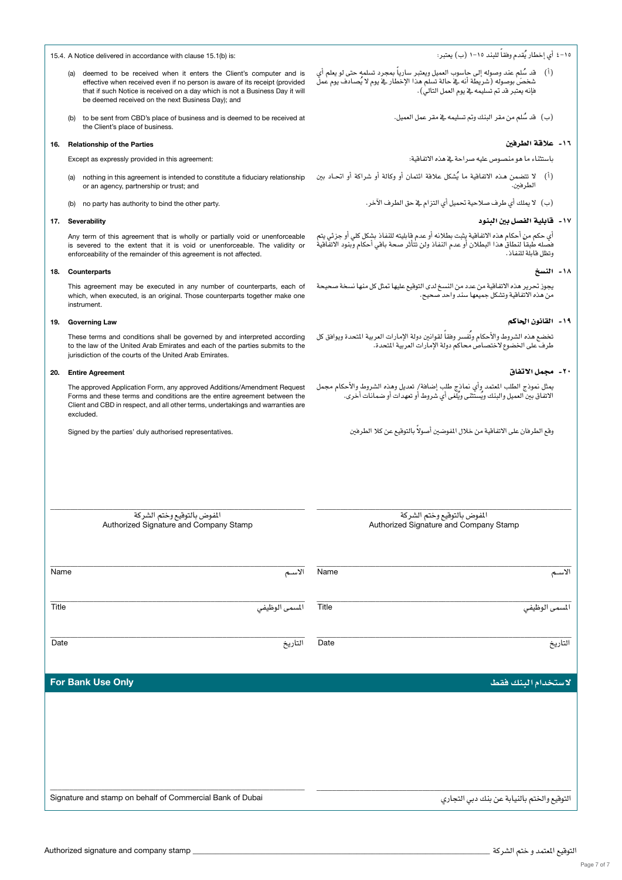15.4. A Notice delivered in accordance with clause 15.1(b) is:

(a) deemed to be received when it enters the Client's computer and is effective when received even if no person is aware of its receipt (provided that if such Notice is received on a day which is not a Business Day it will be deemed received on the next Business Day); and

(b) to be sent from CBD's place of business and is deemed to be received at the Client's place of business.

١٥-٤ أي إخطار يُقدم وفقاً للبند ١٥-١ (ب) يعتبر:

(أ) قد سُلم عند وصوله إلى حاسوب العميل ويعتبر سارياً بمجرد تسلمه حتى لو يعلم أي شخص بوصوله (شريطة أنه في حالة تسلم هذا الإخطار في يوم لا يُصادف يوم عمل فإنه يعتبر قد تم تسليمه في يوم العمل التالي).

(ب) قد سُلم من مقر البنك وتم تسليمه في مقر عمل العميل.

## 16. Relationship of the Parties

Except as expressly provided in this agreement:

(a) nothing in this agreement is intended to constitute a fiduciary relationship or an agency, partnership or trust; and

(b) no party has authority to bind the other party.

## ١٦- علاقة الطرفين

باستثناء ما هو منصوص عليه صراحة في هذه الاتفاقية:

(أ) لا تتضمن هذه الاتفاقية ما يُشكل علاقة ائتمان أو وكالة أو شراكة أو اتحاد بين الطرفين.

(ب) لا يملك أي طرف صلاحية تحميل أي التزام في حق الطرف الآخر.

## 17. Severability

Any term of this agreement that is wholly or partially void or unenforceable is severed to the extent that it is void or unenforceable. The validity or enforceability of the remainder of this agreement is not affected.

## ١٧- قابلية الفصل بين البنود

أي حكم من أحكام هذه الاتفاقية يثبت بطلانه أو عدم قابليته للنفاذ بشكل كلي أو جزئي يتم فصله طبقاً لنطاق هذا البطلان أو عدم النفاذ ولن تتأثر صحة باقي أحكام وبنود الاتفاقية وتظل قابلة للنفاذ.

## 18. Counterparts

This agreement may be executed in any number of counterparts, each of which, when executed, is an original. Those counterparts together make one instrument.

## ١٨- النسخ

يجوز تحرير هذه الاتفاقية من عدد من النسخ لدى التوقيع عليها تمثل كل منها نسخة صحيحة من هذه الاتفاقية وتشكل جميعها سند واحد صحيح.

## 19. Governing Law

These terms and conditions shall be governed by and interpreted according to the law of the United Arab Emirates and each of the parties submits to the jurisdiction of the courts of the United Arab Emirates.

## ١٩- القانون الحاكم

تخضع هذه الشروط والأحكام وتُفسر وفقاً لقوانين دولة الإمارات العربية المتحدة ويوافق كل طرف على الخضوع لاختصاص محاكم دولة الإمارات العربية المتحدة.

## 20. Entire Agreement

The approved Application Form, any approved Additions/Amendment Request Forms and these terms and conditions are the entire agreement between the Client and CBD in respect, and all other terms, undertakings and warranties are excluded.

Signed by the parties' duly authorised representatives.

## ٢٠- مجمل الاتفاق

يمثل نموذج الطلب المعتمد وأي نماذج طلب إضافة/ تعديل وهذه الشروط والأحكام مجمل الاتفاق بين العميل والبنك ويُستثنى ويُلغى أي شروط أو تعهدات أو ضمانات أخرى.

وقع الطرفان على الاتفاقية من خلال المفوضين أصولاً بالتوقيع عن كلا الطرفين

| | |
|---|---|
| المفوض بالتوقيع وختم الشركة<br>Authorized Signature and Company Stamp | المفوض بالتوقيع وختم الشركة<br>Authorized Signature and Company Stamp |
| Name الاسم | Name الاسم |
| Title المسمى الوظيفي | Title المسمى الوظيفي |
| Date التاريخ | Date التاريخ |

## For Bank Use Only — لاستخدام البنك فقط

Signature and stamp on behalf of Commercial Bank of Dubai

التوقيع والختم بالنيابة عن بنك دبي التجاري

Authorized signature and company stamp ______________________ التوقيع المعتمد و ختم الشركة